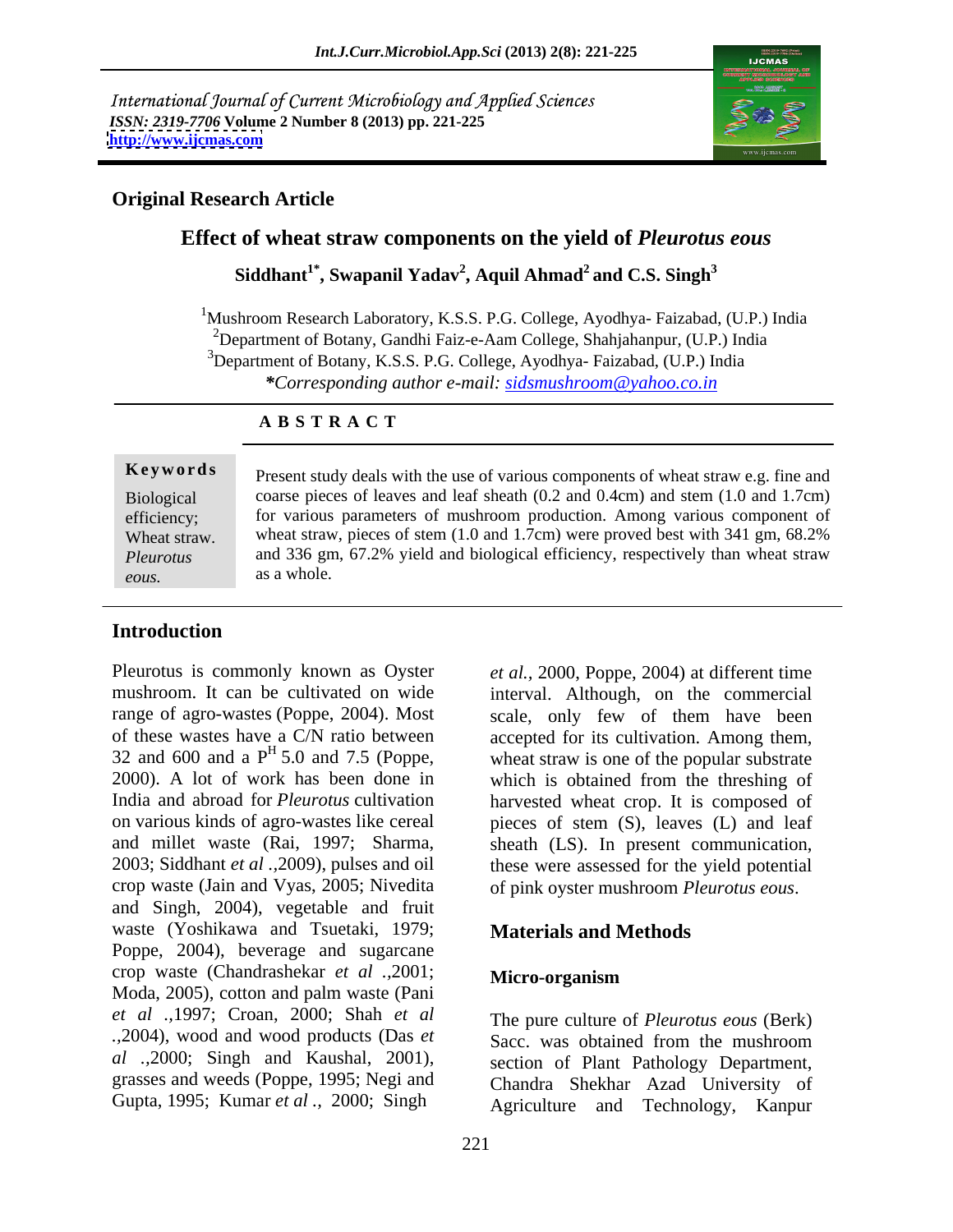International Journal of Current Microbiology and Applied Sciences
*ISSN: 2319-7706* **Volume 2 Number 8 (2013) pp. 221-225**
**http://www.ijcmas.com**

**Original Research Article**

# Effect of wheat straw components on the yield of *Pleurotus eous*

**Siddhant[1*], Swapanil Yadav[2], Aquil Ahmad[2] and C.S. Singh[3]**

[1]Mushroom Research Laboratory, K.S.S. P.G. College, Ayodhya- Faizabad, (U.P.) India
[2]Department of Botany, Gandhi Faiz-e-Aam College, Shahjahanpur, (U.P.) India
[3]Department of Botany, K.S.S. P.G. College, Ayodhya- Faizabad, (U.P.) India
****Corresponding author e-mail:* sidsmushroom@yahoo.co.in

## A B S T R A C T

**Keywords**

Biological efficiency; Wheat straw. *Pleurotus eous.*

Present study deals with the use of various components of wheat straw e.g. fine and coarse pieces of leaves and leaf sheath (0.2 and 0.4cm) and stem (1.0 and 1.7cm) for various parameters of mushroom production. Among various component of wheat straw, pieces of stem (1.0 and 1.7cm) were proved best with 341 gm, 68.2% and 336 gm, 67.2% yield and biological efficiency, respectively than wheat straw as a whole.

## Introduction

Pleurotus is commonly known as Oyster mushroom. It can be cultivated on wide range of agro-wastes (Poppe, 2004). Most of these wastes have a C/N ratio between 32 and 600 and a P$^{H}$ 5.0 and 7.5 (Poppe, 2000). A lot of work has been done in India and abroad for *Pleurotus* cultivation on various kinds of agro-wastes like cereal and millet waste (Rai, 1997; Sharma, 2003; Siddhant *et al* .,2009), pulses and oil crop waste (Jain and Vyas, 2005; Nivedita and Singh, 2004), vegetable and fruit waste (Yoshikawa and Tsuetaki, 1979; Poppe, 2004), beverage and sugarcane crop waste (Chandrashekar *et al* .,2001; Moda, 2005), cotton and palm waste (Pani *et al* .,1997; Croan, 2000; Shah *et al* .,2004), wood and wood products (Das *et al* .,2000; Singh and Kaushal, 2001), grasses and weeds (Poppe, 1995; Negi and Gupta, 1995; Kumar *et al .,* 2000; Singh *et al.,* 2000, Poppe, 2004) at different time interval. Although, on the commercial scale, only few of them have been accepted for its cultivation. Among them, wheat straw is one of the popular substrate which is obtained from the threshing of harvested wheat crop. It is composed of pieces of stem (S), leaves (L) and leaf sheath (LS). In present communication, these were assessed for the yield potential of pink oyster mushroom *Pleurotus eous*.

## Materials and Methods

### Micro-organism

The pure culture of *Pleurotus eous* (Berk) Sacc. was obtained from the mushroom section of Plant Pathology Department, Chandra Shekhar Azad University of Agriculture and Technology, Kanpur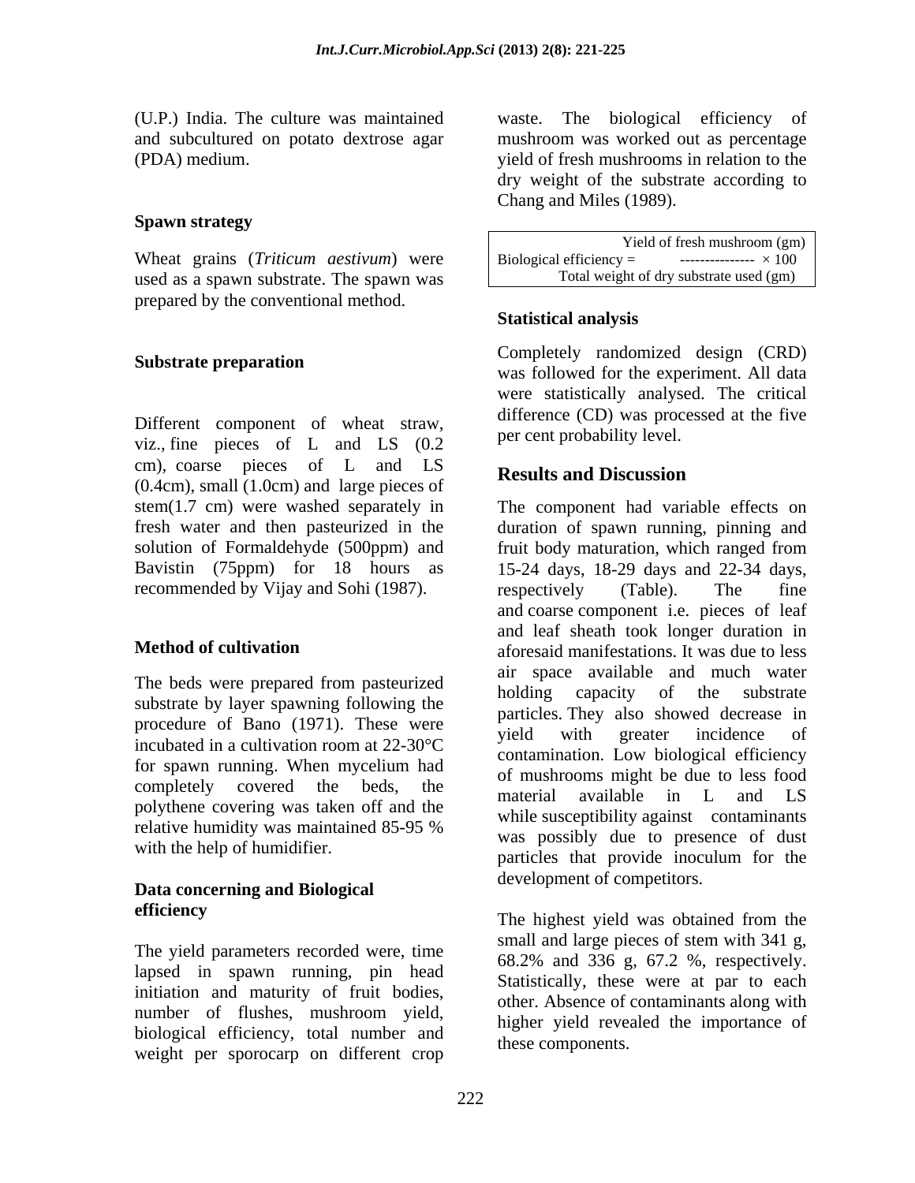(U.P.) India. The culture was maintained and subcultured on potato dextrose agar (PDA) medium.

### Spawn strategy

Wheat grains (*Triticum aestivum*) were used as a spawn substrate. The spawn was prepared by the conventional method.

### Substrate preparation

Different component of wheat straw, viz., fine pieces of L and LS (0.2 cm), coarse pieces of L and LS (0.4cm), small (1.0cm) and large pieces of stem(1.7 cm) were washed separately in fresh water and then pasteurized in the solution of Formaldehyde (500ppm) and Bavistin (75ppm) for 18 hours as recommended by Vijay and Sohi (1987).

### Method of cultivation

The beds were prepared from pasteurized substrate by layer spawning following the procedure of Bano (1971). These were incubated in a cultivation room at 22-30°C for spawn running. When mycelium had completely covered the beds, the polythene covering was taken off and the relative humidity was maintained 85-95 % with the help of humidifier.

### Data concerning and Biological efficiency

The yield parameters recorded were, time lapsed in spawn running, pin head initiation and maturity of fruit bodies, number of flushes, mushroom yield, biological efficiency, total number and weight per sporocarp on different crop waste. The biological efficiency of mushroom was worked out as percentage yield of fresh mushrooms in relation to the dry weight of the substrate according to Chang and Miles (1989).

$$\text{Biological efficiency} = \frac{\text{Yield of fresh mushroom (gm)}}{\text{Total weight of dry substrate used (gm)}} \times 100$$

### Statistical analysis

Completely randomized design (CRD) was followed for the experiment. All data were statistically analysed. The critical difference (CD) was processed at the five per cent probability level.

## Results and Discussion

The component had variable effects on duration of spawn running, pinning and fruit body maturation, which ranged from 15-24 days, 18-29 days and 22-34 days, respectively (Table). The fine and coarse component i.e. pieces of leaf and leaf sheath took longer duration in aforesaid manifestations. It was due to less air space available and much water holding capacity of the substrate particles. They also showed decrease in yield with greater incidence of contamination. Low biological efficiency of mushrooms might be due to less food material available in L and LS while susceptibility against contaminants was possibly due to presence of dust particles that provide inoculum for the development of competitors.

The highest yield was obtained from the small and large pieces of stem with 341 g, 68.2% and 336 g, 67.2 %, respectively. Statistically, these were at par to each other. Absence of contaminants along with higher yield revealed the importance of these components.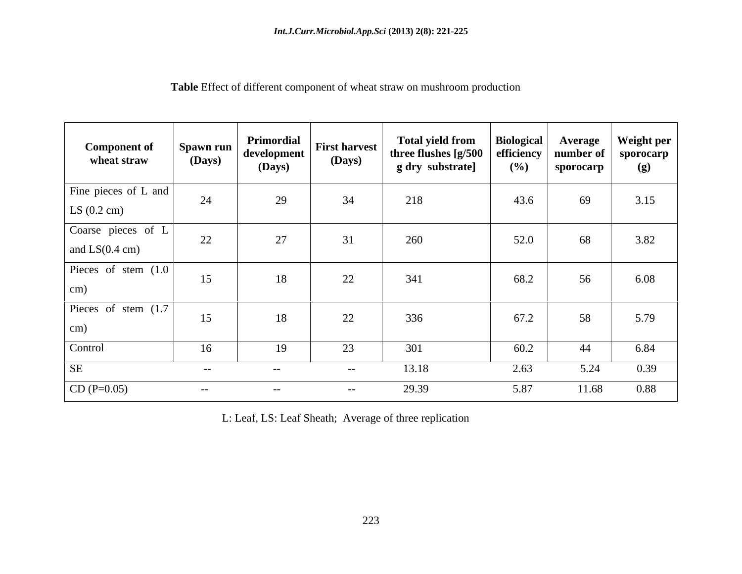**Table** Effect of different component of wheat straw on mushroom production

| Component of wheat straw | Spawn run (Days) | Primordial development (Days) | First harvest (Days) | Total yield from three flushes [g/500 g dry substrate] | Biological efficiency (%) | Average number of sporocarp | Weight per sporocarp (g) |
|---|---|---|---|---|---|---|---|
| Fine pieces of L and LS (0.2 cm) | 24 | 29 | 34 | 218 | 43.6 | 69 | 3.15 |
| Coarse pieces of L and LS(0.4 cm) | 22 | 27 | 31 | 260 | 52.0 | 68 | 3.82 |
| Pieces of stem (1.0 cm) | 15 | 18 | 22 | 341 | 68.2 | 56 | 6.08 |
| Pieces of stem (1.7 cm) | 15 | 18 | 22 | 336 | 67.2 | 58 | 5.79 |
| Control | 16 | 19 | 23 | 301 | 60.2 | 44 | 6.84 |
| SE | -- | -- | -- | 13.18 | 2.63 | 5.24 | 0.39 |
| CD (P=0.05) | -- | -- | -- | 29.39 | 5.87 | 11.68 | 0.88 |

L: Leaf, LS: Leaf Sheath; Average of three replication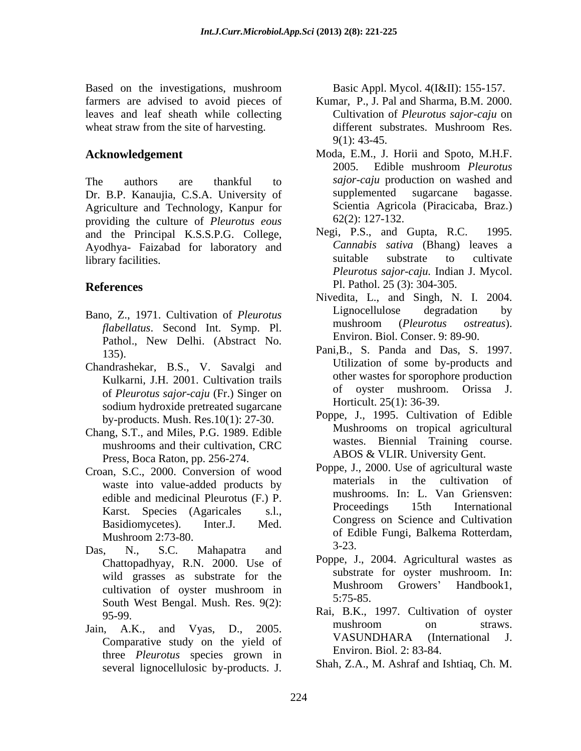Based on the investigations, mushroom farmers are advised to avoid pieces of leaves and leaf sheath while collecting wheat straw from the site of harvesting.

## Acknowledgement

The authors are thankful to Dr. B.P. Kanaujia, C.S.A. University of Agriculture and Technology, Kanpur for providing the culture of *Pleurotus eous* and the Principal K.S.S.P.G. College, Ayodhya- Faizabad for laboratory and library facilities.

## References

Bano, Z., 1971. Cultivation of *Pleurotus flabellatus*. Second Int. Symp. Pl. Pathol., New Delhi. (Abstract No. 135).

Chandrashekar, B.S., V. Savalgi and Kulkarni, J.H. 2001. Cultivation trails of *Pleurotus sajor-caju* (Fr.) Singer on sodium hydroxide pretreated sugarcane by-products. Mush. Res.10(1): 27-30.

Chang, S.T., and Miles, P.G. 1989. Edible mushrooms and their cultivation, CRC Press, Boca Raton, pp. 256-274.

Croan, S.C., 2000. Conversion of wood waste into value-added products by edible and medicinal Pleurotus (F.) P. Karst. Species (Agaricales s.l., Basidiomycetes). Inter.J. Med. Mushroom 2:73-80.

Das, N., S.C. Mahapatra and Chattopadhyay, R.N. 2000. Use of wild grasses as substrate for the cultivation of oyster mushroom in South West Bengal. Mush. Res. 9(2): 95-99.

Jain, A.K., and Vyas, D., 2005. Comparative study on the yield of three *Pleurotus* species grown in several lignocellulosic by-products. J. Basic Appl. Mycol. 4(I&II): 155-157.

Kumar, P., J. Pal and Sharma, B.M. 2000. Cultivation of *Pleurotus sajor-caju* on different substrates. Mushroom Res. 9(1): 43-45.

Moda, E.M., J. Horii and Spoto, M.H.F. 2005. Edible mushroom *Pleurotus sajor-caju* production on washed and supplemented sugarcane bagasse. Scientia Agricola (Piracicaba, Braz.) 62(2): 127-132.

Negi, P.S., and Gupta, R.C. 1995. *Cannabis sativa* (Bhang) leaves a suitable substrate to cultivate *Pleurotus sajor-caju*. Indian J. Mycol. Pl. Pathol. 25 (3): 304-305.

Nivedita, L., and Singh, N. I. 2004. Lignocellulose degradation by mushroom (*Pleurotus ostreatus*). Environ. Biol. Conser. 9: 89-90.

Pani,B., S. Panda and Das, S. 1997. Utilization of some by-products and other wastes for sporophore production of oyster mushroom. Orissa J. Horticult. 25(1): 36-39.

Poppe, J., 1995. Cultivation of Edible Mushrooms on tropical agricultural wastes. Biennial Training course. ABOS & VLIR. University Gent.

Poppe, J., 2000. Use of agricultural waste materials in the cultivation of mushrooms. In: L. Van Griensven: Proceedings 15th International Congress on Science and Cultivation of Edible Fungi, Balkema Rotterdam, 3-23.

Poppe, J., 2004. Agricultural wastes as substrate for oyster mushroom. In: Mushroom Growers' Handbook1, 5:75-85.

Rai, B.K., 1997. Cultivation of oyster mushroom on straws. VASUNDHARA (International J. Environ. Biol. 2: 83-84.

Shah, Z.A., M. Ashraf and Ishtiaq, Ch. M.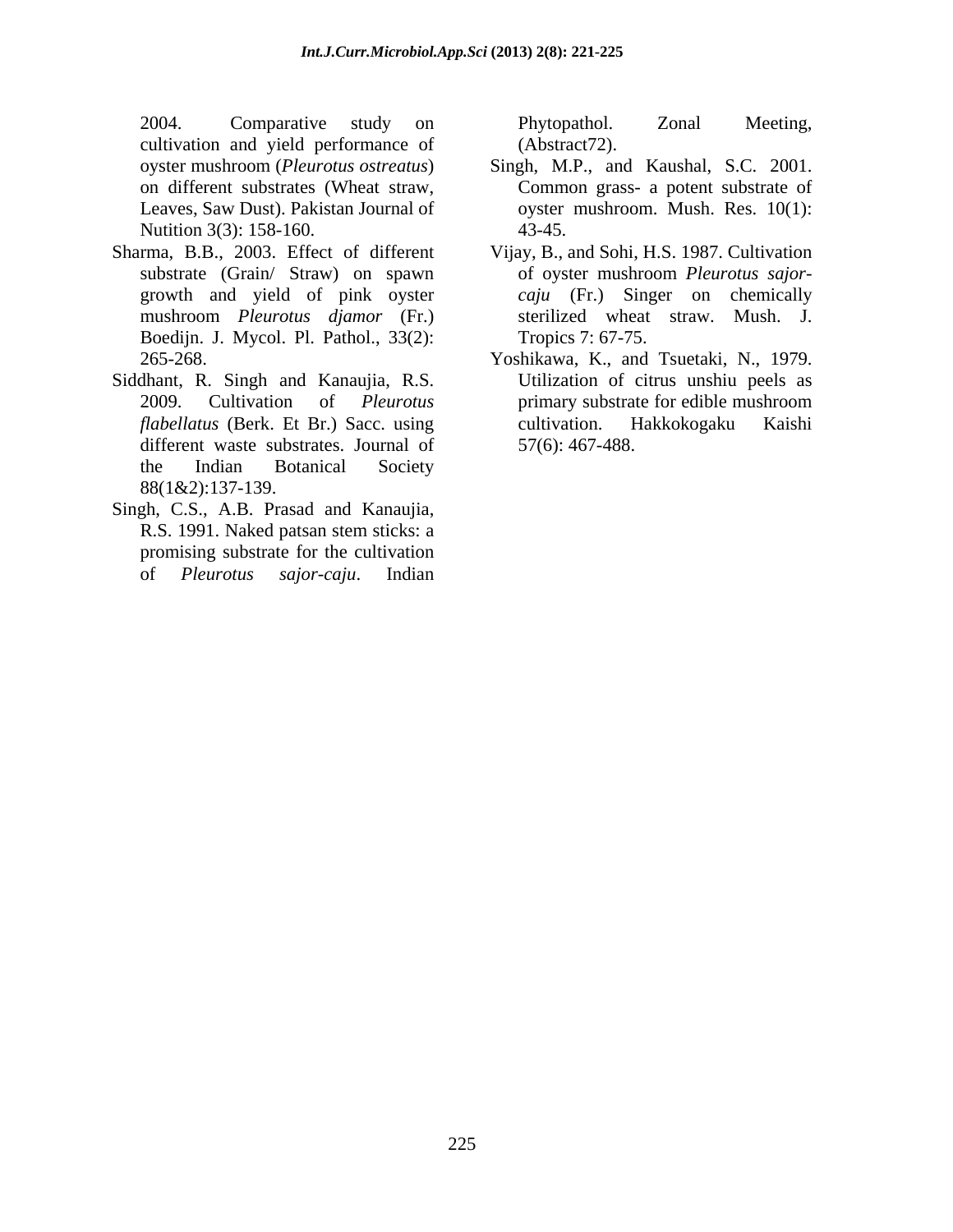2004. Comparative study on cultivation and yield performance of oyster mushroom (*Pleurotus ostreatus*) on different substrates (Wheat straw, Leaves, Saw Dust). Pakistan Journal of Nutition 3(3): 158-160.

Sharma, B.B., 2003. Effect of different substrate (Grain/ Straw) on spawn growth and yield of pink oyster mushroom *Pleurotus djamor* (Fr.) Boedijn. J. Mycol. Pl. Pathol., 33(2): 265-268.

Siddhant, R. Singh and Kanaujia, R.S. 2009. Cultivation of *Pleurotus flabellatus* (Berk. Et Br.) Sacc. using different waste substrates. Journal of the Indian Botanical Society 88(1&2):137-139.

Singh, C.S., A.B. Prasad and Kanaujia, R.S. 1991. Naked patsan stem sticks: a promising substrate for the cultivation of *Pleurotus sajor-caju*. Indian Phytopathol. Zonal Meeting, (Abstract72).

Singh, M.P., and Kaushal, S.C. 2001. Common grass- a potent substrate of oyster mushroom. Mush. Res. 10(1): 43-45.

Vijay, B., and Sohi, H.S. 1987. Cultivation of oyster mushroom *Pleurotus sajor-caju* (Fr.) Singer on chemically sterilized wheat straw. Mush. J. Tropics 7: 67-75.

Yoshikawa, K., and Tsuetaki, N., 1979. Utilization of citrus unshiu peels as primary substrate for edible mushroom cultivation. Hakkokogaku Kaishi 57(6): 467-488.